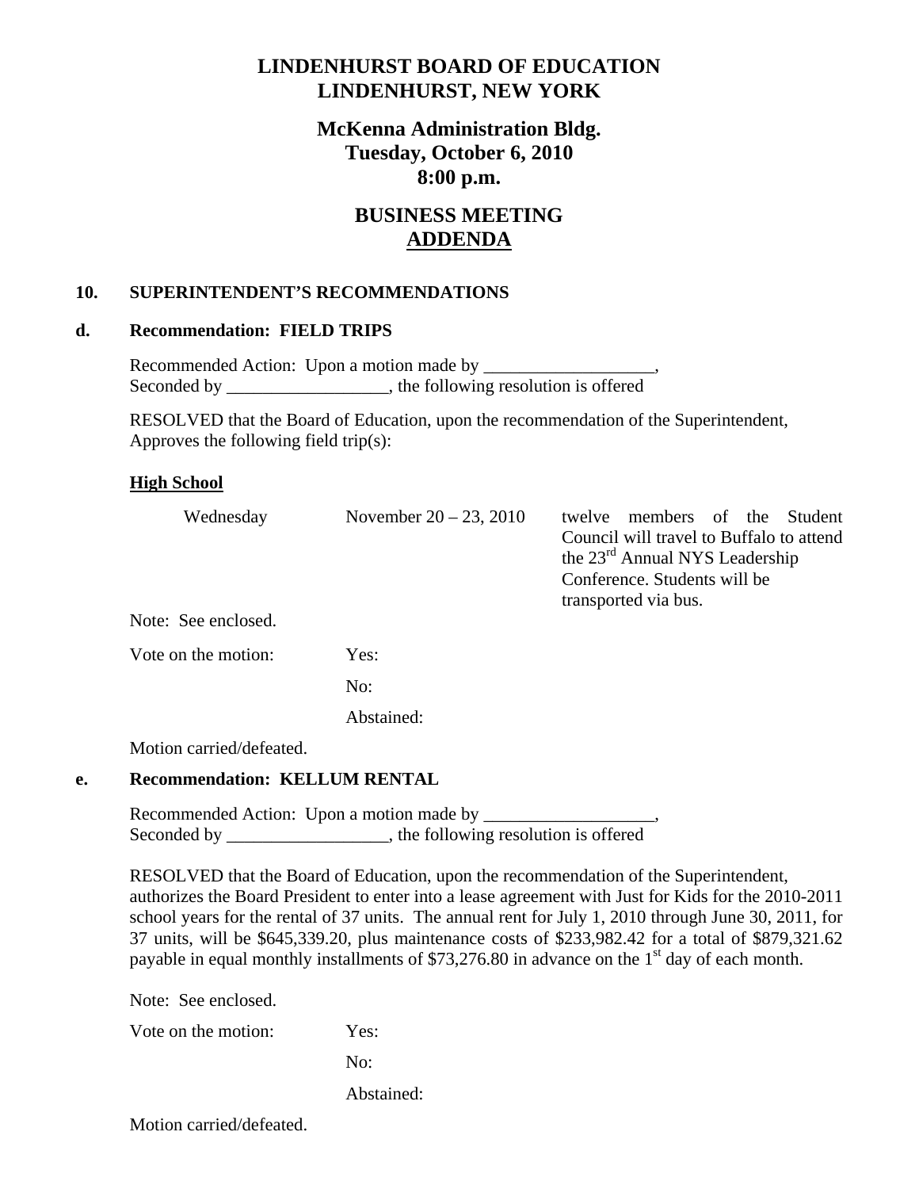# LINDENHURST BOARD OF EDUCATION
# LINDENHURST, NEW YORK

## McKenna Administration Bldg.
## Tuesday, October 6, 2010
## 8:00 p.m.

## BUSINESS MEETING
## ADDENDA

### 10. SUPERINTENDENT'S RECOMMENDATIONS

### d. Recommendation: FIELD TRIPS

Recommended Action: Upon a motion made by ___________________,
Seconded by __________________, the following resolution is offered

RESOLVED that the Board of Education, upon the recommendation of the Superintendent, Approves the following field trip(s):

**High School**

| | | |
|---|---|---|
| Wednesday | November 20 – 23, 2010 | twelve members of the Student Council will travel to Buffalo to attend the 23rd Annual NYS Leadership Conference. Students will be transported via bus. |

Note: See enclosed.

Vote on the motion: Yes:

No:

Abstained:

Motion carried/defeated.

### e. Recommendation: KELLUM RENTAL

Recommended Action: Upon a motion made by ___________________,
Seconded by __________________, the following resolution is offered

RESOLVED that the Board of Education, upon the recommendation of the Superintendent, authorizes the Board President to enter into a lease agreement with Just for Kids for the 2010-2011 school years for the rental of 37 units. The annual rent for July 1, 2010 through June 30, 2011, for 37 units, will be $645,339.20, plus maintenance costs of $233,982.42 for a total of $879,321.62 payable in equal monthly installments of $73,276.80 in advance on the 1st day of each month.

Note: See enclosed.

Vote on the motion: Yes:

No:

Abstained:

Motion carried/defeated.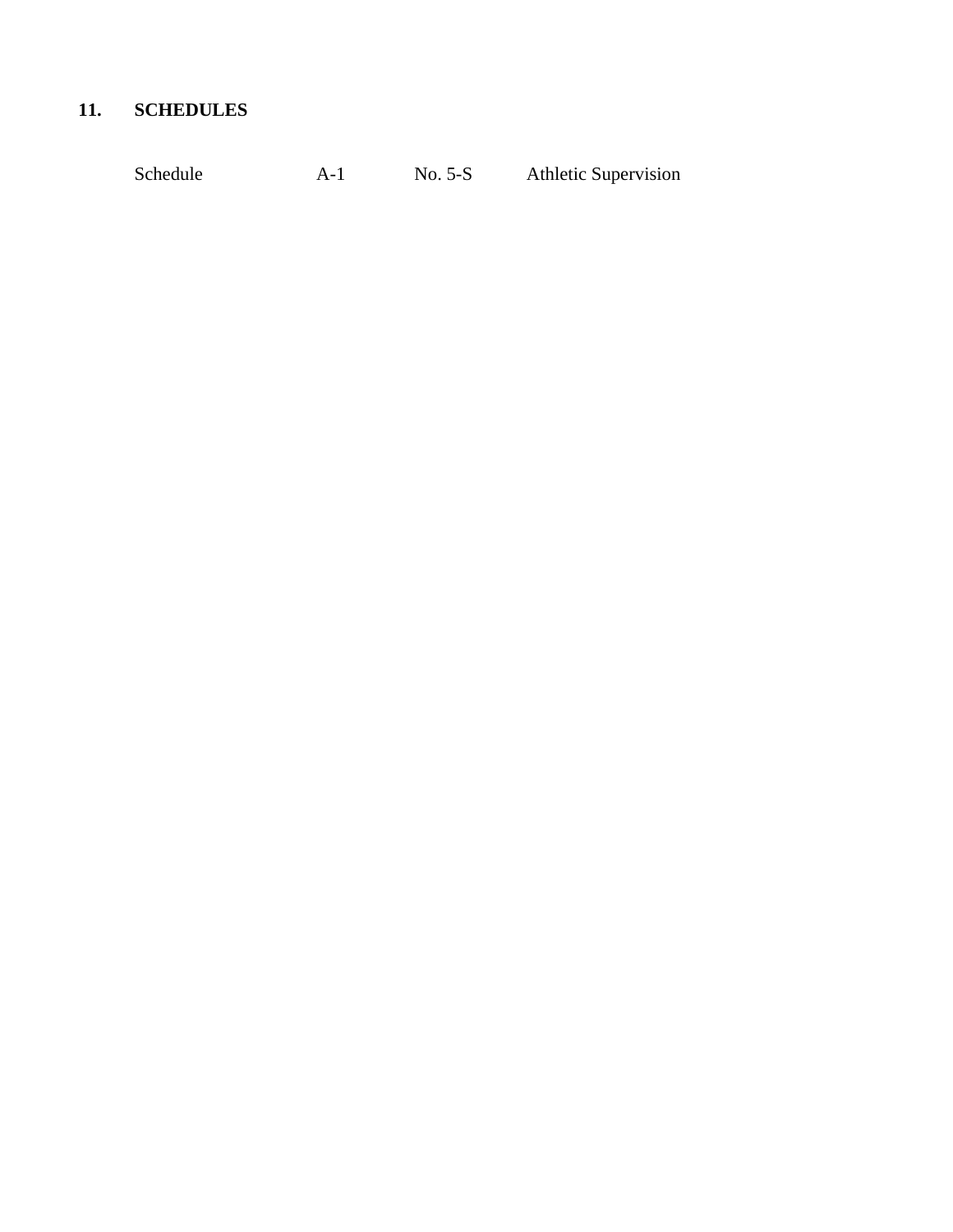## 11. SCHEDULES

| | | | |
|---|---|---|---|
| Schedule | A-1 | No. 5-S | Athletic Supervision |